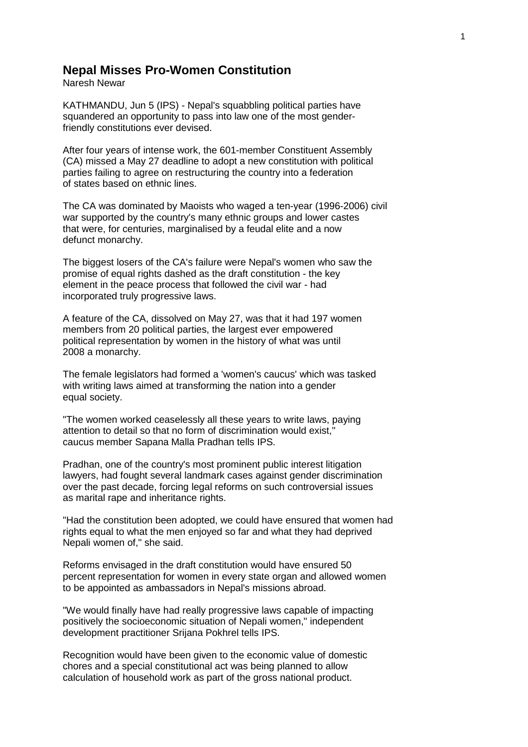# Nepal Misses Pro-Women Constitution

Naresh Newar

KATHMANDU, Jun 5 (IPS) - Nepal's squabbling political parties have squandered an opportunity to pass into law one of the most gender-friendly constitutions ever devised.

After four years of intense work, the 601-member Constituent Assembly (CA) missed a May 27 deadline to adopt a new constitution with political parties failing to agree on restructuring the country into a federation of states based on ethnic lines.

The CA was dominated by Maoists who waged a ten-year (1996-2006) civil war supported by the country's many ethnic groups and lower castes that were, for centuries, marginalised by a feudal elite and a now defunct monarchy.

The biggest losers of the CA's failure were Nepal's women who saw the promise of equal rights dashed as the draft constitution - the key element in the peace process that followed the civil war - had incorporated truly progressive laws.

A feature of the CA, dissolved on May 27, was that it had 197 women members from 20 political parties, the largest ever empowered political representation by women in the history of what was until 2008 a monarchy.

The female legislators had formed a 'women's caucus' which was tasked with writing laws aimed at transforming the nation into a gender equal society.

"The women worked ceaselessly all these years to write laws, paying attention to detail so that no form of discrimination would exist," caucus member Sapana Malla Pradhan tells IPS.

Pradhan, one of the country's most prominent public interest litigation lawyers, had fought several landmark cases against gender discrimination over the past decade, forcing legal reforms on such controversial issues as marital rape and inheritance rights.

"Had the constitution been adopted, we could have ensured that women had rights equal to what the men enjoyed so far and what they had deprived Nepali women of," she said.

Reforms envisaged in the draft constitution would have ensured 50 percent representation for women in every state organ and allowed women to be appointed as ambassadors in Nepal's missions abroad.

"We would finally have had really progressive laws capable of impacting positively the socioeconomic situation of Nepali women," independent development practitioner Srijana Pokhrel tells IPS.

Recognition would have been given to the economic value of domestic chores and a special constitutional act was being planned to allow calculation of household work as part of the gross national product.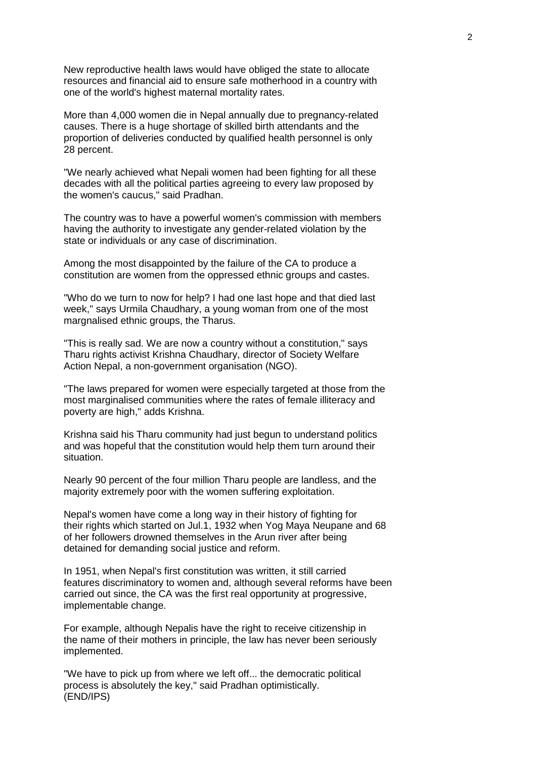New reproductive health laws would have obliged the state to allocate resources and financial aid to ensure safe motherhood in a country with one of the world's highest maternal mortality rates.

More than 4,000 women die in Nepal annually due to pregnancy-related causes. There is a huge shortage of skilled birth attendants and the proportion of deliveries conducted by qualified health personnel is only 28 percent.

"We nearly achieved what Nepali women had been fighting for all these decades with all the political parties agreeing to every law proposed by the women's caucus," said Pradhan.

The country was to have a powerful women's commission with members having the authority to investigate any gender-related violation by the state or individuals or any case of discrimination.

Among the most disappointed by the failure of the CA to produce a constitution are women from the oppressed ethnic groups and castes.

"Who do we turn to now for help? I had one last hope and that died last week," says Urmila Chaudhary, a young woman from one of the most margnalised ethnic groups, the Tharus.

"This is really sad. We are now a country without a constitution," says Tharu rights activist Krishna Chaudhary, director of Society Welfare Action Nepal, a non-government organisation (NGO).

"The laws prepared for women were especially targeted at those from the most marginalised communities where the rates of female illiteracy and poverty are high," adds Krishna.

Krishna said his Tharu community had just begun to understand politics and was hopeful that the constitution would help them turn around their situation.

Nearly 90 percent of the four million Tharu people are landless, and the majority extremely poor with the women suffering exploitation.

Nepal's women have come a long way in their history of fighting for their rights which started on Jul.1, 1932 when Yog Maya Neupane and 68 of her followers drowned themselves in the Arun river after being detained for demanding social justice and reform.

In 1951, when Nepal's first constitution was written, it still carried features discriminatory to women and, although several reforms have been carried out since, the CA was the first real opportunity at progressive, implementable change.

For example, although Nepalis have the right to receive citizenship in the name of their mothers in principle, the law has never been seriously implemented.

"We have to pick up from where we left off... the democratic political process is absolutely the key," said Pradhan optimistically.
(END/IPS)